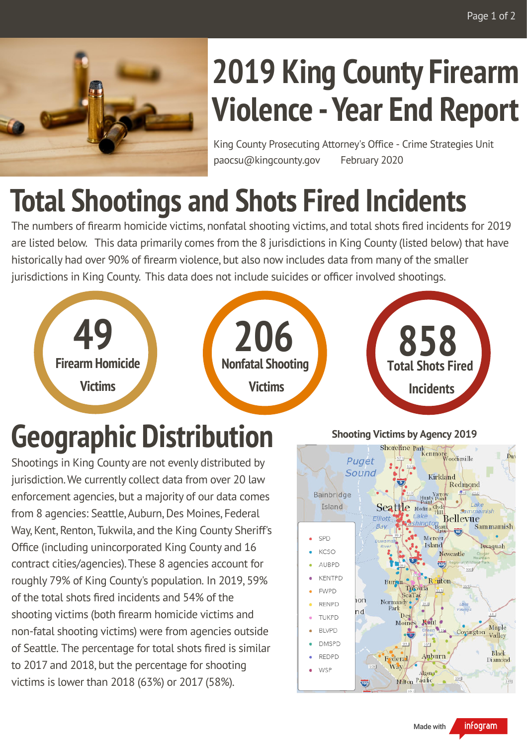# 2019 King County Firearm Violence - Year End Report

King County Prosecuting Attorney's Office - Crime Strategies Unit
paocsu@kingcounty.gov February 2020

# Total Shootings and Shots Fired Incidents

The numbers of firearm homicide victims, nonfatal shooting victims, and total shots fired incidents for 2019 are listed below. This data primarily comes from the 8 jurisdictions in King County (listed below) that have historically had over 90% of firearm violence, but also now includes data from many of the smaller jurisdictions in King County. This data does not include suicides or officer involved shootings.

**49** Firearm Homicide Victims

**206** Nonfatal Shooting Victims

**858** Total Shots Fired Incidents

# Geographic Distribution

Shootings in King County are not evenly distributed by jurisdiction. We currently collect data from over 20 law enforcement agencies, but a majority of our data comes from 8 agencies: Seattle, Auburn, Des Moines, Federal Way, Kent, Renton, Tukwila, and the King County Sheriff's Office (including unincorporated King County and 16 contract cities/agencies). These 8 agencies account for roughly 79% of King County's population. In 2019, 59% of the total shots fired incidents and 54% of the shooting victims (both firearm homicide victims and non-fatal shooting victims) were from agencies outside of Seattle. The percentage for total shots fired is similar to 2017 and 2018, but the percentage for shooting victims is lower than 2018 (63%) or 2017 (58%).

**Shooting Victims by Agency 2019**

- SPD
- KCSO
- AUBPD
- KENTPD
- FWPD
- RENPD
- TUKPD
- BLVPD
- DMSPD
- REDPD
- WSP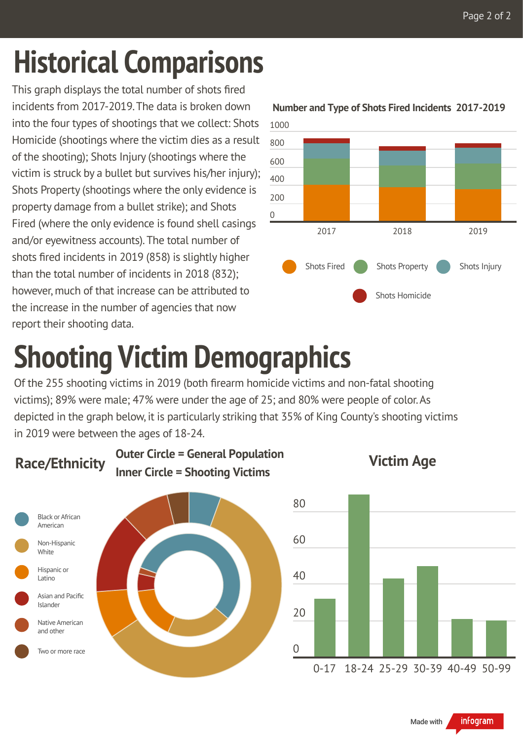# Historical Comparisons

This graph displays the total number of shots fired incidents from 2017-2019. The data is broken down into the four types of shootings that we collect: Shots Homicide (shootings where the victim dies as a result of the shooting); Shots Injury (shootings where the victim is struck by a bullet but survives his/her injury); Shots Property (shootings where the only evidence is property damage from a bullet strike); and Shots Fired (where the only evidence is found shell casings and/or eyewitness accounts). The total number of shots fired incidents in 2019 (858) is slightly higher than the total number of incidents in 2018 (832); however, much of that increase can be attributed to the increase in the number of agencies that now report their shooting data.

**Number and Type of Shots Fired Incidents 2017-2019**

1000
800
600
400
200
0

2017
2018
2019

Shots Fired
Shots Property
Shots Injury
Shots Homicide

# Shooting Victim Demographics

Of the 255 shooting victims in 2019 (both firearm homicide victims and non-fatal shooting victims); 89% were male; 47% were under the age of 25; and 80% were people of color. As depicted in the graph below, it is particularly striking that 35% of King County's shooting victims in 2019 were between the ages of 18-24.

**Race/Ethnicity**

**Outer Circle = General Population**
**Inner Circle = Shooting Victims**

Black or African American
Non-Hispanic White
Hispanic or Latino
Asian and Pacific Islander
Native American and other
Two or more race

**Victim Age**

80
60
40
20
0

0-17
18-24
25-29
30-39
40-49
50-99